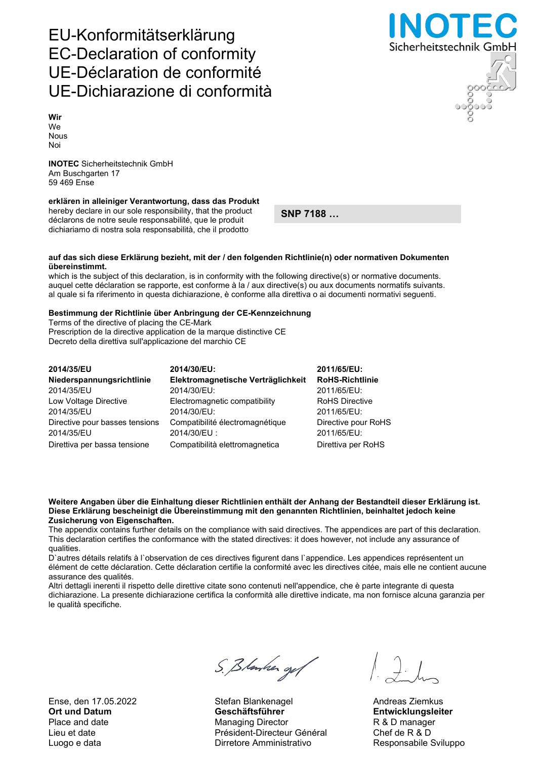# EU-Konformitätserklärung
# EC-Declaration of conformity
# UE-Déclaration de conformité
# UE-Dichiarazione di conformità

INOTEC Sicherheitstechnik GmbH

**Wir**
We
Nous
Noi

**INOTEC** Sicherheitstechnik GmbH
Am Buschgarten 17
59 469 Ense

**erklären in alleiniger Verantwortung, dass das Produkt**
hereby declare in our sole responsibility, that the product
déclarons de notre seule responsabilité, que le produit
dichiariamo di nostra sola responsabilità, che il prodotto

**SNP 7188 …**

**auf das sich diese Erklärung bezieht, mit der / den folgenden Richtlinie(n) oder normativen Dokumenten übereinstimmt.**
which is the subject of this declaration, is in conformity with the following directive(s) or normative documents.
auquel cette déclaration se rapporte, est conforme à la / aux directive(s) ou aux documents normatifs suivants.
al quale si fa riferimento in questa dichiarazione, è conforme alla direttiva o ai documenti normativi seguenti.

**Bestimmung der Richtlinie über Anbringung der CE-Kennzeichnung**
Terms of the directive of placing the CE-Mark
Prescription de la directive application de la marque distinctive CE
Decreto della direttiva sull'applicazione del marchio CE

| **2014/35/EU** | **2014/30/EU:** | **2011/65/EU:** |
|---|---|---|
| **Niederspannungsrichtlinie** | **Elektromagnetische Verträglichkeit** | **RoHS-Richtlinie** |
| 2014/35/EU | 2014/30/EU: | 2011/65/EU: |
| Low Voltage Directive | Electromagnetic compatibility | RoHS Directive |
| 2014/35/EU | 2014/30/EU: | 2011/65/EU: |
| Directive pour basses tensions | Compatibilité électromagnétique | Directive pour RoHS |
| 2014/35/EU | 2014/30/EU : | 2011/65/EU: |
| Direttiva per bassa tensione | Compatibilità elettromagnetica | Direttiva per RoHS |

**Weitere Angaben über die Einhaltung dieser Richtlinien enthält der Anhang der Bestandteil dieser Erklärung ist. Diese Erklärung bescheinigt die Übereinstimmung mit den genannten Richtlinien, beinhaltet jedoch keine Zusicherung von Eigenschaften.**
The appendix contains further details on the compliance with said directives. The appendices are part of this declaration. This declaration certifies the conformance with the stated directives: it does however, not include any assurance of qualities.
D`autres détails relatifs à l`observation de ces directives figurent dans l`appendice. Les appendices représentent un élément de cette déclaration. Cette déclaration certifie la conformité avec les directives citée, mais elle ne contient aucune assurance des qualités.
Altri dettagli inerenti il rispetto delle direttive citate sono contenuti nell'appendice, che è parte integrante di questa dichiarazione. La presente dichiarazione certifica la conformità alle direttive indicate, ma non fornisce alcuna garanzia per le qualità specifiche.

| Ense, den 17.05.2022 | Stefan Blankenagel | Andreas Ziemkus |
|---|---|---|
| **Ort und Datum** | **Geschäftsführer** | **Entwicklungsleiter** |
| Place and date | Managing Director | R & D manager |
| Lieu et date | Président-Directeur Général | Chef de R & D |
| Luogo e data | Dirretore Amministrativo | Responsabile Sviluppo |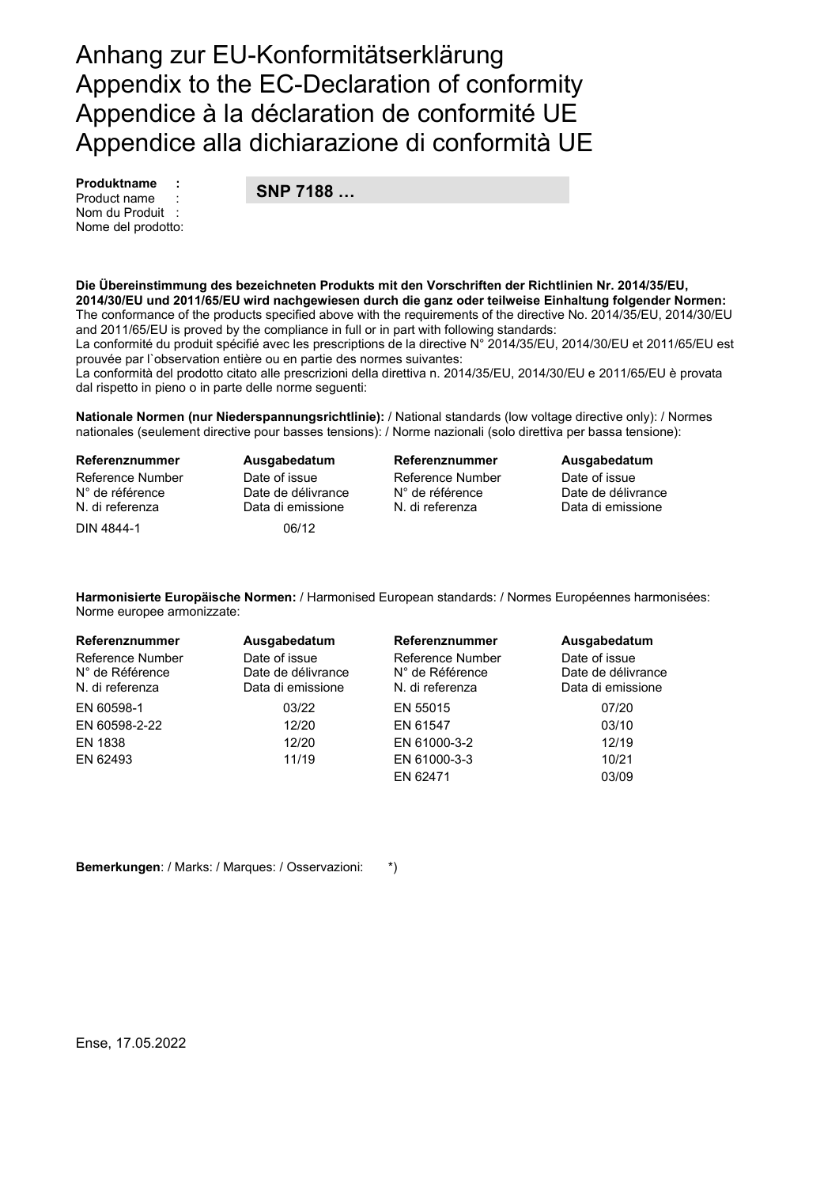# Anhang zur EU-Konformitätserklärung
# Appendix to the EC-Declaration of conformity
# Appendice à la déclaration de conformité UE
# Appendice alla dichiarazione di conformità UE

**Produktname :**
Product name :
Nom du Produit :
Nome del prodotto:

**SNP 7188 …**

**Die Übereinstimmung des bezeichneten Produkts mit den Vorschriften der Richtlinien Nr. 2014/35/EU, 2014/30/EU und 2011/65/EU wird nachgewiesen durch die ganz oder teilweise Einhaltung folgender Normen:**
The conformance of the products specified above with the requirements of the directive No. 2014/35/EU, 2014/30/EU and 2011/65/EU is proved by the compliance in full or in part with following standards:
La conformité du produit spécifié avec les prescriptions de la directive N° 2014/35/EU, 2014/30/EU et 2011/65/EU est prouvée par l`observation entière ou en partie des normes suivantes:
La conformità del prodotto citato alle prescrizioni della direttiva n. 2014/35/EU, 2014/30/EU e 2011/65/EU è provata dal rispetto in pieno o in parte delle norme seguenti:

**Nationale Normen (nur Niederspannungsrichtlinie):** / National standards (low voltage directive only): / Normes nationales (seulement directive pour basses tensions): / Norme nazionali (solo direttiva per bassa tensione):

| **Referenznummer**<br>Reference Number<br>N° de référence<br>N. di referenza | **Ausgabedatum**<br>Date of issue<br>Date de délivrance<br>Data di emissione | **Referenznummer**<br>Reference Number<br>N° de référence<br>N. di referenza | **Ausgabedatum**<br>Date of issue<br>Date de délivrance<br>Data di emissione |
|---|---|---|---|
| DIN 4844-1 | 06/12 | | |

**Harmonisierte Europäische Normen:** / Harmonised European standards: / Normes Européennes harmonisées: Norme europee armonizzate:

| **Referenznummer**<br>Reference Number<br>N° de Référence<br>N. di referenza | **Ausgabedatum**<br>Date of issue<br>Date de délivrance<br>Data di emissione | **Referenznummer**<br>Reference Number<br>N° de Référence<br>N. di referenza | **Ausgabedatum**<br>Date of issue<br>Date de délivrance<br>Data di emissione |
|---|---|---|---|
| EN 60598-1 | 03/22 | EN 55015 | 07/20 |
| EN 60598-2-22 | 12/20 | EN 61547 | 03/10 |
| EN 1838 | 12/20 | EN 61000-3-2 | 12/19 |
| EN 62493 | 11/19 | EN 61000-3-3 | 10/21 |
| | | EN 62471 | 03/09 |

**Bemerkungen**: / Marks: / Marques: / Osservazioni: *)

Ense, 17.05.2022